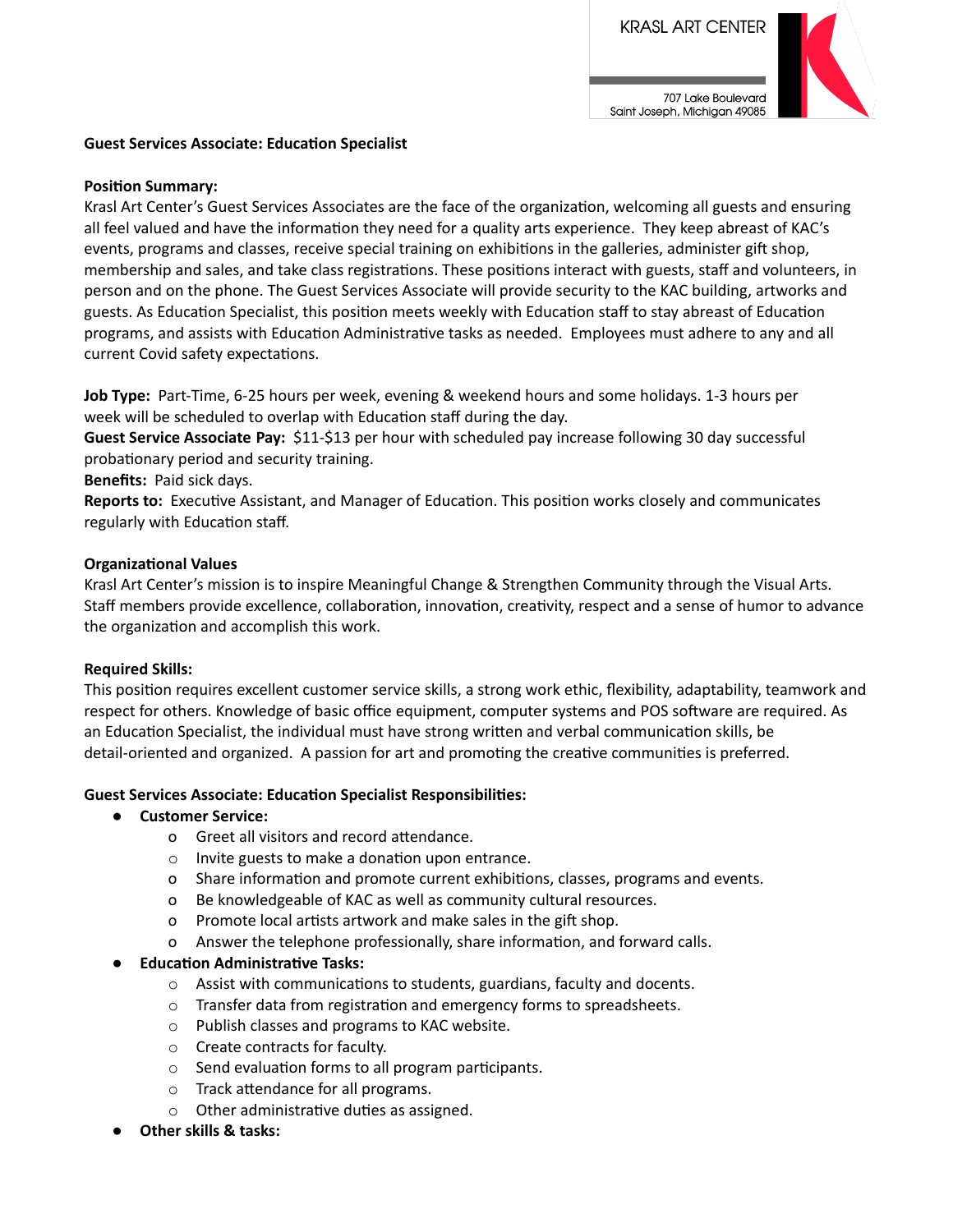KRASL ART CENTER

707 Lake Boulevard
Saint Joseph, Michigan 49085

**Guest Services Associate: Education Specialist**

**Position Summary:**
Krasl Art Center's Guest Services Associates are the face of the organization, welcoming all guests and ensuring all feel valued and have the information they need for a quality arts experience. They keep abreast of KAC's events, programs and classes, receive special training on exhibitions in the galleries, administer gift shop, membership and sales, and take class registrations. These positions interact with guests, staff and volunteers, in person and on the phone. The Guest Services Associate will provide security to the KAC building, artworks and guests. As Education Specialist, this position meets weekly with Education staff to stay abreast of Education programs, and assists with Education Administrative tasks as needed. Employees must adhere to any and all current Covid safety expectations.

**Job Type:** Part-Time, 6-25 hours per week, evening & weekend hours and some holidays. 1-3 hours per week will be scheduled to overlap with Education staff during the day.
**Guest Service Associate Pay:** $11-$13 per hour with scheduled pay increase following 30 day successful probationary period and security training.
**Benefits:** Paid sick days.
**Reports to:** Executive Assistant, and Manager of Education. This position works closely and communicates regularly with Education staff.

**Organizational Values**
Krasl Art Center's mission is to inspire Meaningful Change & Strengthen Community through the Visual Arts. Staff members provide excellence, collaboration, innovation, creativity, respect and a sense of humor to advance the organization and accomplish this work.

**Required Skills:**
This position requires excellent customer service skills, a strong work ethic, flexibility, adaptability, teamwork and respect for others. Knowledge of basic office equipment, computer systems and POS software are required. As an Education Specialist, the individual must have strong written and verbal communication skills, be detail-oriented and organized. A passion for art and promoting the creative communities is preferred.

**Guest Services Associate: Education Specialist Responsibilities:**

- **Customer Service:**
    - Greet all visitors and record attendance.
    - Invite guests to make a donation upon entrance.
    - Share information and promote current exhibitions, classes, programs and events.
    - Be knowledgeable of KAC as well as community cultural resources.
    - Promote local artists artwork and make sales in the gift shop.
    - Answer the telephone professionally, share information, and forward calls.
- **Education Administrative Tasks:**
    - Assist with communications to students, guardians, faculty and docents.
    - Transfer data from registration and emergency forms to spreadsheets.
    - Publish classes and programs to KAC website.
    - Create contracts for faculty.
    - Send evaluation forms to all program participants.
    - Track attendance for all programs.
    - Other administrative duties as assigned.
- **Other skills & tasks:**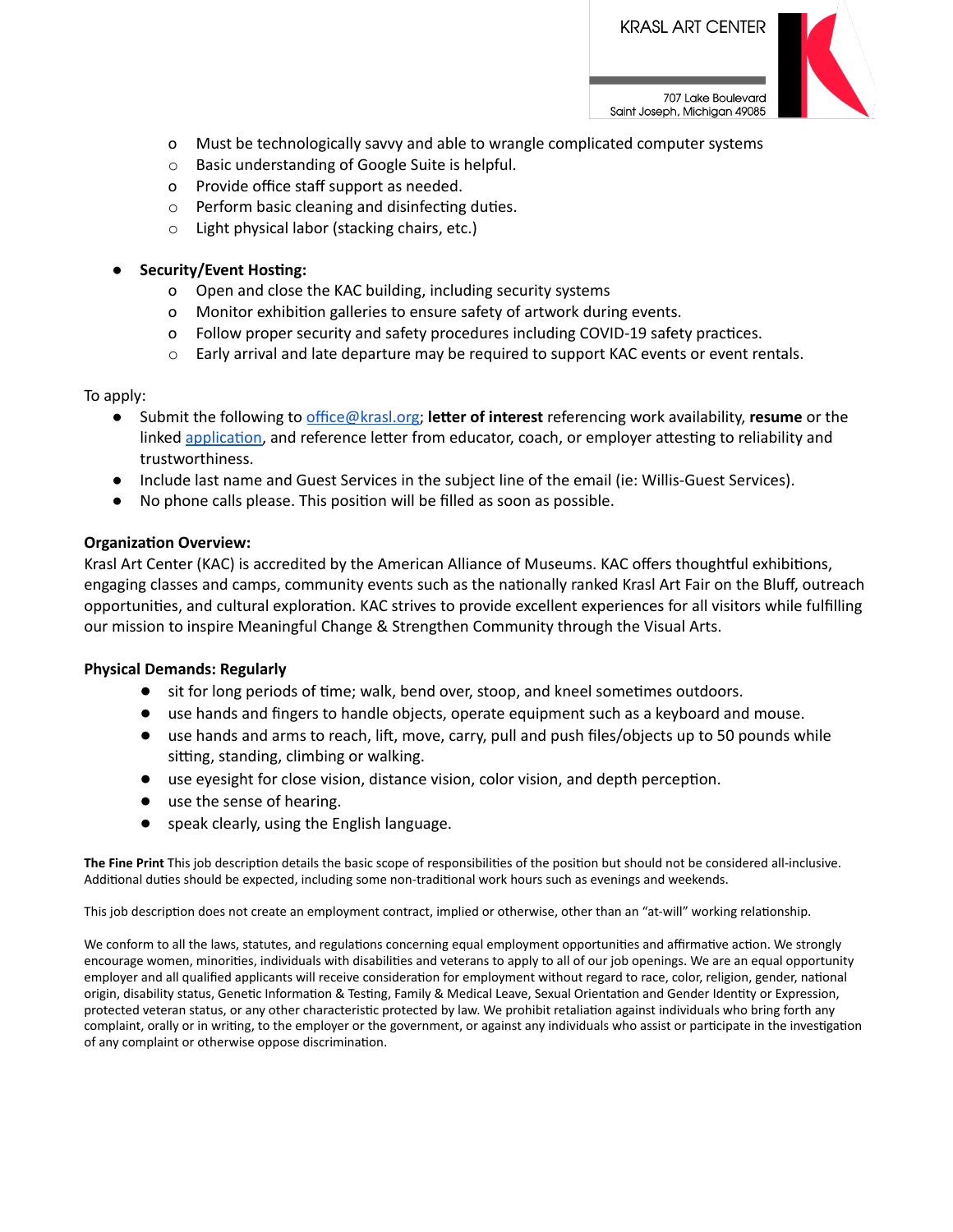- Must be technologically savvy and able to wrangle complicated computer systems
- Basic understanding of Google Suite is helpful.
- Provide office staff support as needed.
- Perform basic cleaning and disinfecting duties.
- Light physical labor (stacking chairs, etc.)

- **Security/Event Hosting:**
  - Open and close the KAC building, including security systems
  - Monitor exhibition galleries to ensure safety of artwork during events.
  - Follow proper security and safety procedures including COVID-19 safety practices.
  - Early arrival and late departure may be required to support KAC events or event rentals.

To apply:

- Submit the following to office@krasl.org; **letter of interest** referencing work availability, **resume** or the linked application, and reference letter from educator, coach, or employer attesting to reliability and trustworthiness.
- Include last name and Guest Services in the subject line of the email (ie: Willis-Guest Services).
- No phone calls please. This position will be filled as soon as possible.

**Organization Overview:**

Krasl Art Center (KAC) is accredited by the American Alliance of Museums. KAC offers thoughtful exhibitions, engaging classes and camps, community events such as the nationally ranked Krasl Art Fair on the Bluff, outreach opportunities, and cultural exploration. KAC strives to provide excellent experiences for all visitors while fulfilling our mission to inspire Meaningful Change & Strengthen Community through the Visual Arts.

**Physical Demands: Regularly**

- sit for long periods of time; walk, bend over, stoop, and kneel sometimes outdoors.
- use hands and fingers to handle objects, operate equipment such as a keyboard and mouse.
- use hands and arms to reach, lift, move, carry, pull and push files/objects up to 50 pounds while sitting, standing, climbing or walking.
- use eyesight for close vision, distance vision, color vision, and depth perception.
- use the sense of hearing.
- speak clearly, using the English language.

**The Fine Print** This job description details the basic scope of responsibilities of the position but should not be considered all-inclusive. Additional duties should be expected, including some non-traditional work hours such as evenings and weekends.

This job description does not create an employment contract, implied or otherwise, other than an "at-will" working relationship.

We conform to all the laws, statutes, and regulations concerning equal employment opportunities and affirmative action. We strongly encourage women, minorities, individuals with disabilities and veterans to apply to all of our job openings. We are an equal opportunity employer and all qualified applicants will receive consideration for employment without regard to race, color, religion, gender, national origin, disability status, Genetic Information & Testing, Family & Medical Leave, Sexual Orientation and Gender Identity or Expression, protected veteran status, or any other characteristic protected by law. We prohibit retaliation against individuals who bring forth any complaint, orally or in writing, to the employer or the government, or against any individuals who assist or participate in the investigation of any complaint or otherwise oppose discrimination.